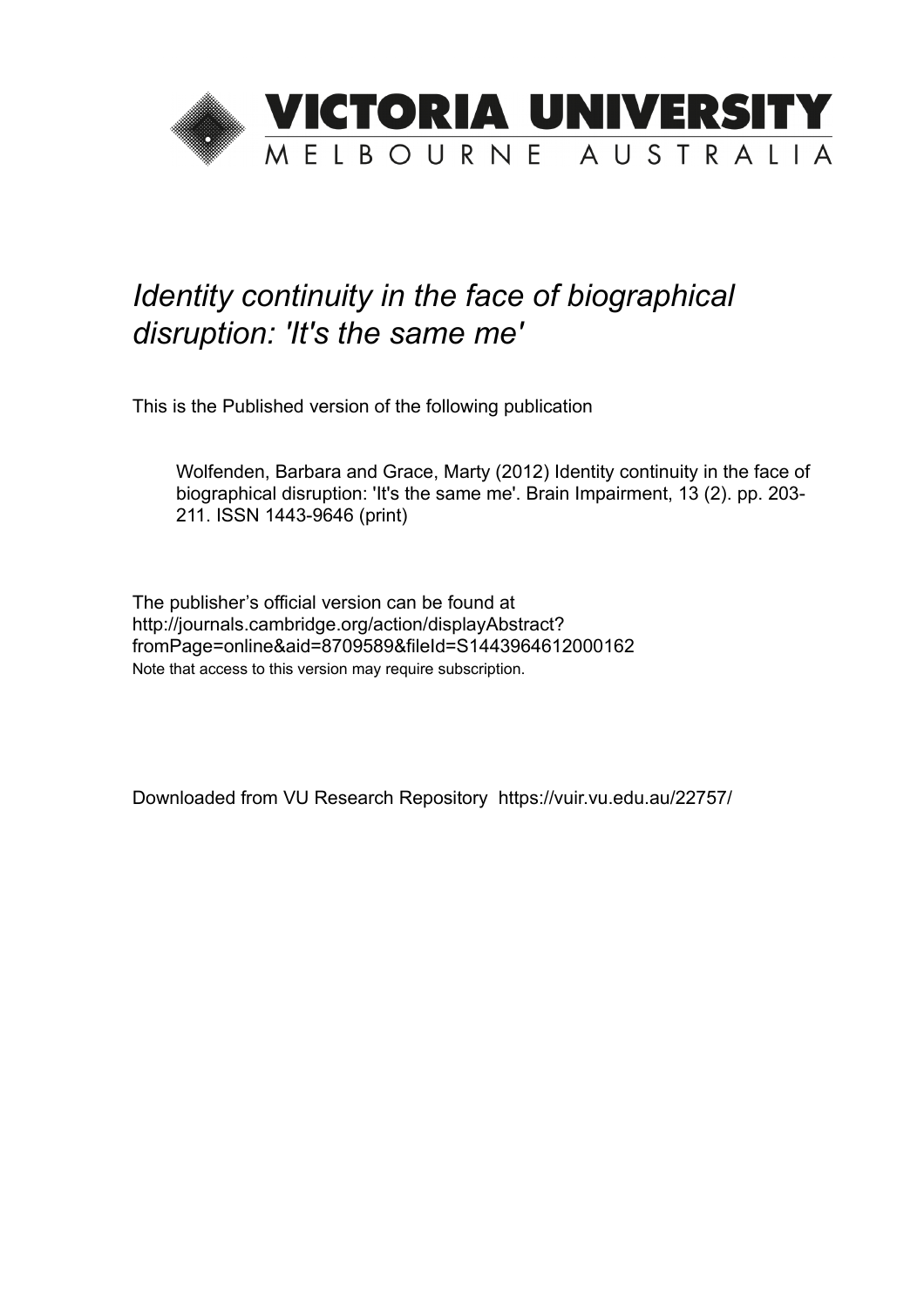VICTORIA UNIVERSITY

MELBOURNE AUSTRALIA

*Identity continuity in the face of biographical disruption: 'It's the same me'*

This is the Published version of the following publication

Wolfenden, Barbara and Grace, Marty (2012) Identity continuity in the face of biographical disruption: 'It's the same me'. Brain Impairment, 13 (2). pp. 203-211. ISSN 1443-9646 (print)

The publisher's official version can be found at
http://journals.cambridge.org/action/displayAbstract?fromPage=online&aid=8709589&fileId=S1443964612000162
Note that access to this version may require subscription.

Downloaded from VU Research Repository https://vuir.vu.edu.au/22757/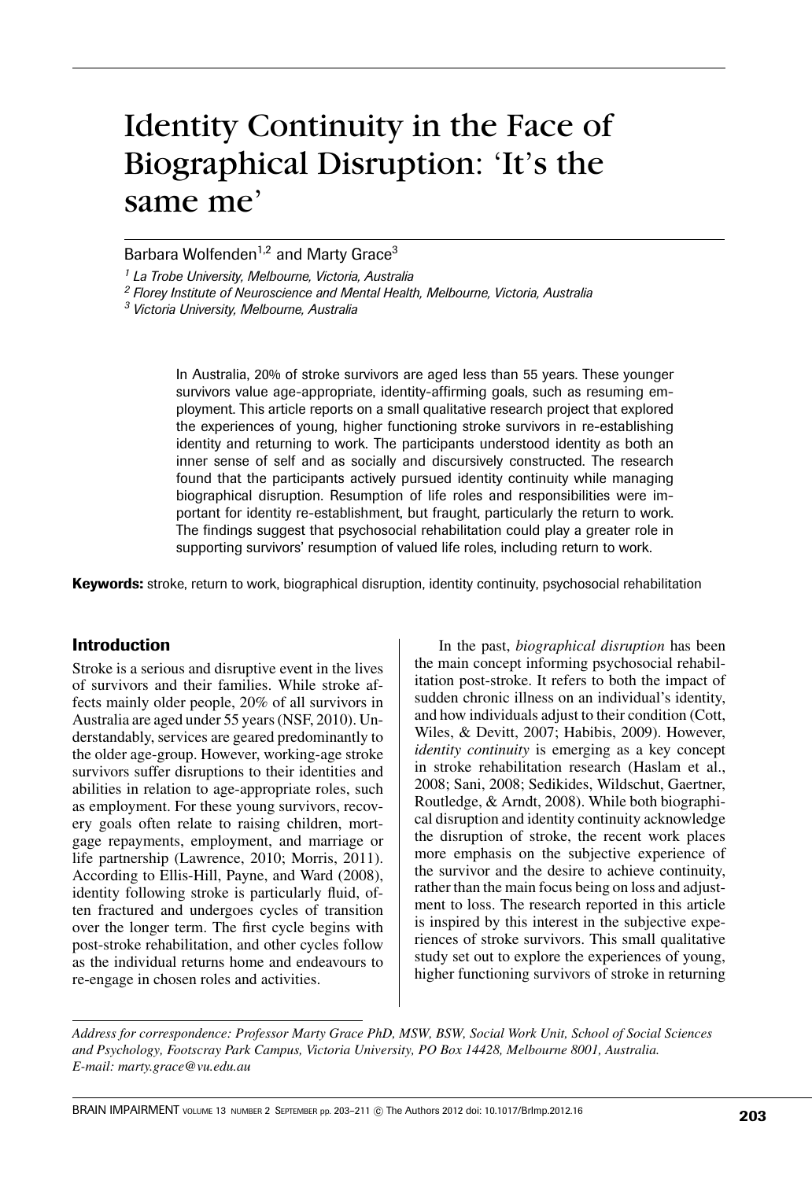# Identity Continuity in the Face of Biographical Disruption: 'It's the same me'

Barbara Wolfenden[1,2] and Marty Grace[3]

[1] *La Trobe University, Melbourne, Victoria, Australia*

[2] *Florey Institute of Neuroscience and Mental Health, Melbourne, Victoria, Australia*

[3] *Victoria University, Melbourne, Australia*

In Australia, 20% of stroke survivors are aged less than 55 years. These younger survivors value age-appropriate, identity-affirming goals, such as resuming employment. This article reports on a small qualitative research project that explored the experiences of young, higher functioning stroke survivors in re-establishing identity and returning to work. The participants understood identity as both an inner sense of self and as socially and discursively constructed. The research found that the participants actively pursued identity continuity while managing biographical disruption. Resumption of life roles and responsibilities were important for identity re-establishment, but fraught, particularly the return to work. The findings suggest that psychosocial rehabilitation could play a greater role in supporting survivors' resumption of valued life roles, including return to work.

**Keywords:** stroke, return to work, biographical disruption, identity continuity, psychosocial rehabilitation

## Introduction

Stroke is a serious and disruptive event in the lives of survivors and their families. While stroke affects mainly older people, 20% of all survivors in Australia are aged under 55 years (NSF, 2010). Understandably, services are geared predominantly to the older age-group. However, working-age stroke survivors suffer disruptions to their identities and abilities in relation to age-appropriate roles, such as employment. For these young survivors, recovery goals often relate to raising children, mortgage repayments, employment, and marriage or life partnership (Lawrence, 2010; Morris, 2011). According to Ellis-Hill, Payne, and Ward (2008), identity following stroke is particularly fluid, often fractured and undergoes cycles of transition over the longer term. The first cycle begins with post-stroke rehabilitation, and other cycles follow as the individual returns home and endeavours to re-engage in chosen roles and activities.

In the past, *biographical disruption* has been the main concept informing psychosocial rehabilitation post-stroke. It refers to both the impact of sudden chronic illness on an individual's identity, and how individuals adjust to their condition (Cott, Wiles, & Devitt, 2007; Habibis, 2009). However, *identity continuity* is emerging as a key concept in stroke rehabilitation research (Haslam et al., 2008; Sani, 2008; Sedikides, Wildschut, Gaertner, Routledge, & Arndt, 2008). While both biographical disruption and identity continuity acknowledge the disruption of stroke, the recent work places more emphasis on the subjective experience of the survivor and the desire to achieve continuity, rather than the main focus being on loss and adjustment to loss. The research reported in this article is inspired by this interest in the subjective experiences of stroke survivors. This small qualitative study set out to explore the experiences of young, higher functioning survivors of stroke in returning

*Address for correspondence: Professor Marty Grace PhD, MSW, BSW, Social Work Unit, School of Social Sciences and Psychology, Footscray Park Campus, Victoria University, PO Box 14428, Melbourne 8001, Australia. E-mail: marty.grace@vu.edu.au*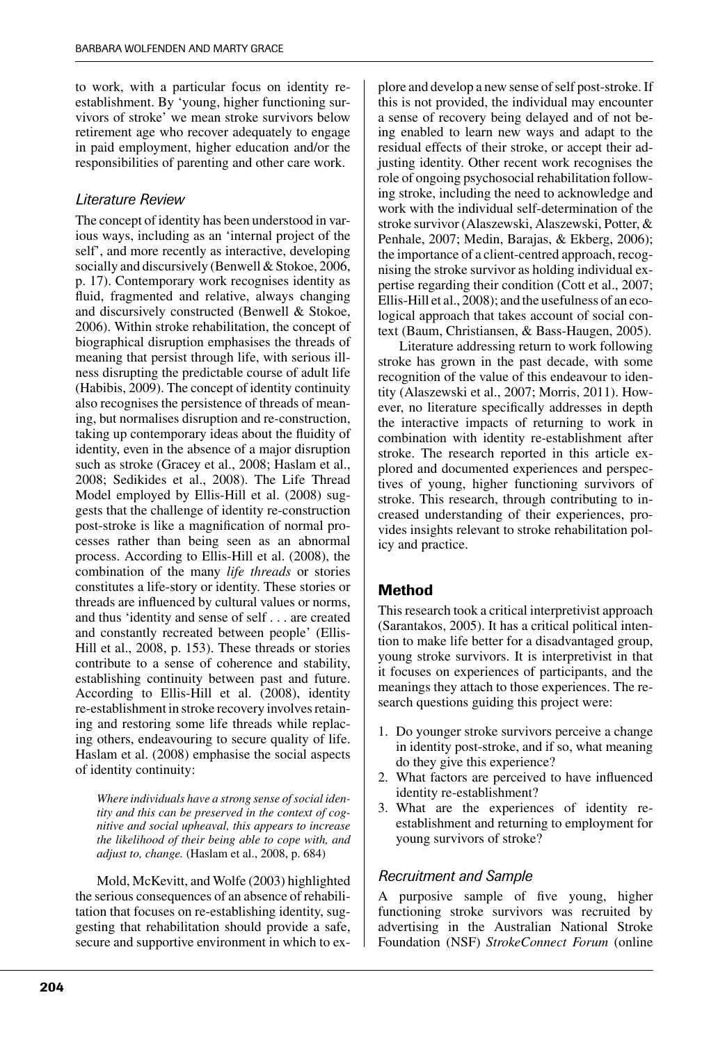to work, with a particular focus on identity re-establishment. By 'young, higher functioning survivors of stroke' we mean stroke survivors below retirement age who recover adequately to engage in paid employment, higher education and/or the responsibilities of parenting and other care work.

### *Literature Review*

The concept of identity has been understood in various ways, including as an 'internal project of the self', and more recently as interactive, developing socially and discursively (Benwell & Stokoe, 2006, p. 17). Contemporary work recognises identity as fluid, fragmented and relative, always changing and discursively constructed (Benwell & Stokoe, 2006). Within stroke rehabilitation, the concept of biographical disruption emphasises the threads of meaning that persist through life, with serious illness disrupting the predictable course of adult life (Habibis, 2009). The concept of identity continuity also recognises the persistence of threads of meaning, but normalises disruption and re-construction, taking up contemporary ideas about the fluidity of identity, even in the absence of a major disruption such as stroke (Gracey et al., 2008; Haslam et al., 2008; Sedikides et al., 2008). The Life Thread Model employed by Ellis-Hill et al. (2008) suggests that the challenge of identity re-construction post-stroke is like a magnification of normal processes rather than being seen as an abnormal process. According to Ellis-Hill et al. (2008), the combination of the many *life threads* or stories constitutes a life-story or identity. These stories or threads are influenced by cultural values or norms, and thus 'identity and sense of self . . . are created and constantly recreated between people' (Ellis-Hill et al., 2008, p. 153). These threads or stories contribute to a sense of coherence and stability, establishing continuity between past and future. According to Ellis-Hill et al. (2008), identity re-establishment in stroke recovery involves retaining and restoring some life threads while replacing others, endeavouring to secure quality of life. Haslam et al. (2008) emphasise the social aspects of identity continuity:

> *Where individuals have a strong sense of social identity and this can be preserved in the context of cognitive and social upheaval, this appears to increase the likelihood of their being able to cope with, and adjust to, change.* (Haslam et al., 2008, p. 684)

Mold, McKevitt, and Wolfe (2003) highlighted the serious consequences of an absence of rehabilitation that focuses on re-establishing identity, suggesting that rehabilitation should provide a safe, secure and supportive environment in which to explore and develop a new sense of self post-stroke. If this is not provided, the individual may encounter a sense of recovery being delayed and of not being enabled to learn new ways and adapt to the residual effects of their stroke, or accept their adjusting identity. Other recent work recognises the role of ongoing psychosocial rehabilitation following stroke, including the need to acknowledge and work with the individual self-determination of the stroke survivor (Alaszewski, Alaszewski, Potter, & Penhale, 2007; Medin, Barajas, & Ekberg, 2006); the importance of a client-centred approach, recognising the stroke survivor as holding individual expertise regarding their condition (Cott et al., 2007; Ellis-Hill et al., 2008); and the usefulness of an ecological approach that takes account of social context (Baum, Christiansen, & Bass-Haugen, 2005).

Literature addressing return to work following stroke has grown in the past decade, with some recognition of the value of this endeavour to identity (Alaszewski et al., 2007; Morris, 2011). However, no literature specifically addresses in depth the interactive impacts of returning to work in combination with identity re-establishment after stroke. The research reported in this article explored and documented experiences and perspectives of young, higher functioning survivors of stroke. This research, through contributing to increased understanding of their experiences, provides insights relevant to stroke rehabilitation policy and practice.

## **Method**

This research took a critical interpretivist approach (Sarantakos, 2005). It has a critical political intention to make life better for a disadvantaged group, young stroke survivors. It is interpretivist in that it focuses on experiences of participants, and the meanings they attach to those experiences. The research questions guiding this project were:

1. Do younger stroke survivors perceive a change in identity post-stroke, and if so, what meaning do they give this experience?
2. What factors are perceived to have influenced identity re-establishment?
3. What are the experiences of identity re-establishment and returning to employment for young survivors of stroke?

### *Recruitment and Sample*

A purposive sample of five young, higher functioning stroke survivors was recruited by advertising in the Australian National Stroke Foundation (NSF) *StrokeConnect Forum* (online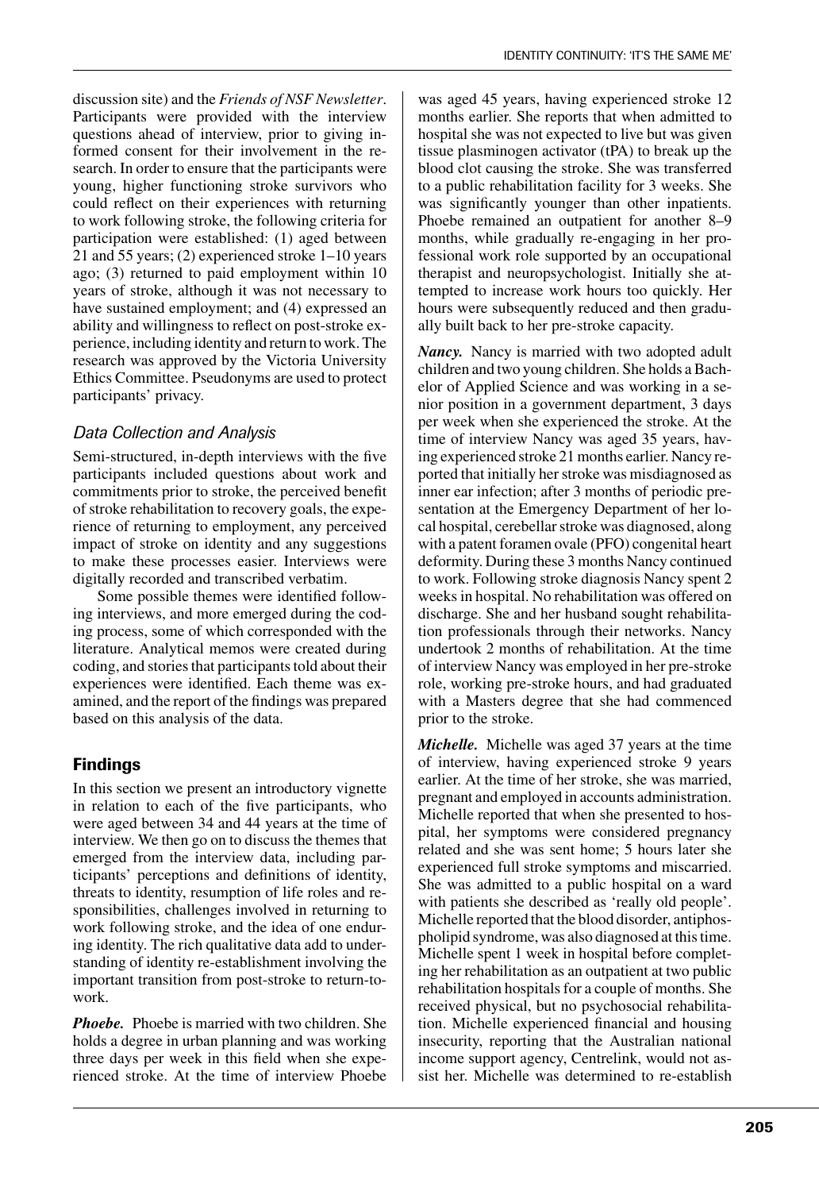discussion site) and the *Friends of NSF Newsletter*. Participants were provided with the interview questions ahead of interview, prior to giving informed consent for their involvement in the research. In order to ensure that the participants were young, higher functioning stroke survivors who could reflect on their experiences with returning to work following stroke, the following criteria for participation were established: (1) aged between 21 and 55 years; (2) experienced stroke 1–10 years ago; (3) returned to paid employment within 10 years of stroke, although it was not necessary to have sustained employment; and (4) expressed an ability and willingness to reflect on post-stroke experience, including identity and return to work. The research was approved by the Victoria University Ethics Committee. Pseudonyms are used to protect participants' privacy.

### *Data Collection and Analysis*

Semi-structured, in-depth interviews with the five participants included questions about work and commitments prior to stroke, the perceived benefit of stroke rehabilitation to recovery goals, the experience of returning to employment, any perceived impact of stroke on identity and any suggestions to make these processes easier. Interviews were digitally recorded and transcribed verbatim.

Some possible themes were identified following interviews, and more emerged during the coding process, some of which corresponded with the literature. Analytical memos were created during coding, and stories that participants told about their experiences were identified. Each theme was examined, and the report of the findings was prepared based on this analysis of the data.

## Findings

In this section we present an introductory vignette in relation to each of the five participants, who were aged between 34 and 44 years at the time of interview. We then go on to discuss the themes that emerged from the interview data, including participants' perceptions and definitions of identity, threats to identity, resumption of life roles and responsibilities, challenges involved in returning to work following stroke, and the idea of one enduring identity. The rich qualitative data add to understanding of identity re-establishment involving the important transition from post-stroke to return-to-work.

***Phoebe.*** Phoebe is married with two children. She holds a degree in urban planning and was working three days per week in this field when she experienced stroke. At the time of interview Phoebe was aged 45 years, having experienced stroke 12 months earlier. She reports that when admitted to hospital she was not expected to live but was given tissue plasminogen activator (tPA) to break up the blood clot causing the stroke. She was transferred to a public rehabilitation facility for 3 weeks. She was significantly younger than other inpatients. Phoebe remained an outpatient for another 8–9 months, while gradually re-engaging in her professional work role supported by an occupational therapist and neuropsychologist. Initially she attempted to increase work hours too quickly. Her hours were subsequently reduced and then gradually built back to her pre-stroke capacity.

***Nancy.*** Nancy is married with two adopted adult children and two young children. She holds a Bachelor of Applied Science and was working in a senior position in a government department, 3 days per week when she experienced the stroke. At the time of interview Nancy was aged 35 years, having experienced stroke 21 months earlier. Nancy reported that initially her stroke was misdiagnosed as inner ear infection; after 3 months of periodic presentation at the Emergency Department of her local hospital, cerebellar stroke was diagnosed, along with a patent foramen ovale (PFO) congenital heart deformity. During these 3 months Nancy continued to work. Following stroke diagnosis Nancy spent 2 weeks in hospital. No rehabilitation was offered on discharge. She and her husband sought rehabilitation professionals through their networks. Nancy undertook 2 months of rehabilitation. At the time of interview Nancy was employed in her pre-stroke role, working pre-stroke hours, and had graduated with a Masters degree that she had commenced prior to the stroke.

***Michelle.*** Michelle was aged 37 years at the time of interview, having experienced stroke 9 years earlier. At the time of her stroke, she was married, pregnant and employed in accounts administration. Michelle reported that when she presented to hospital, her symptoms were considered pregnancy related and she was sent home; 5 hours later she experienced full stroke symptoms and miscarried. She was admitted to a public hospital on a ward with patients she described as 'really old people'. Michelle reported that the blood disorder, antiphospholipid syndrome, was also diagnosed at this time. Michelle spent 1 week in hospital before completing her rehabilitation as an outpatient at two public rehabilitation hospitals for a couple of months. She received physical, but no psychosocial rehabilitation. Michelle experienced financial and housing insecurity, reporting that the Australian national income support agency, Centrelink, would not assist her. Michelle was determined to re-establish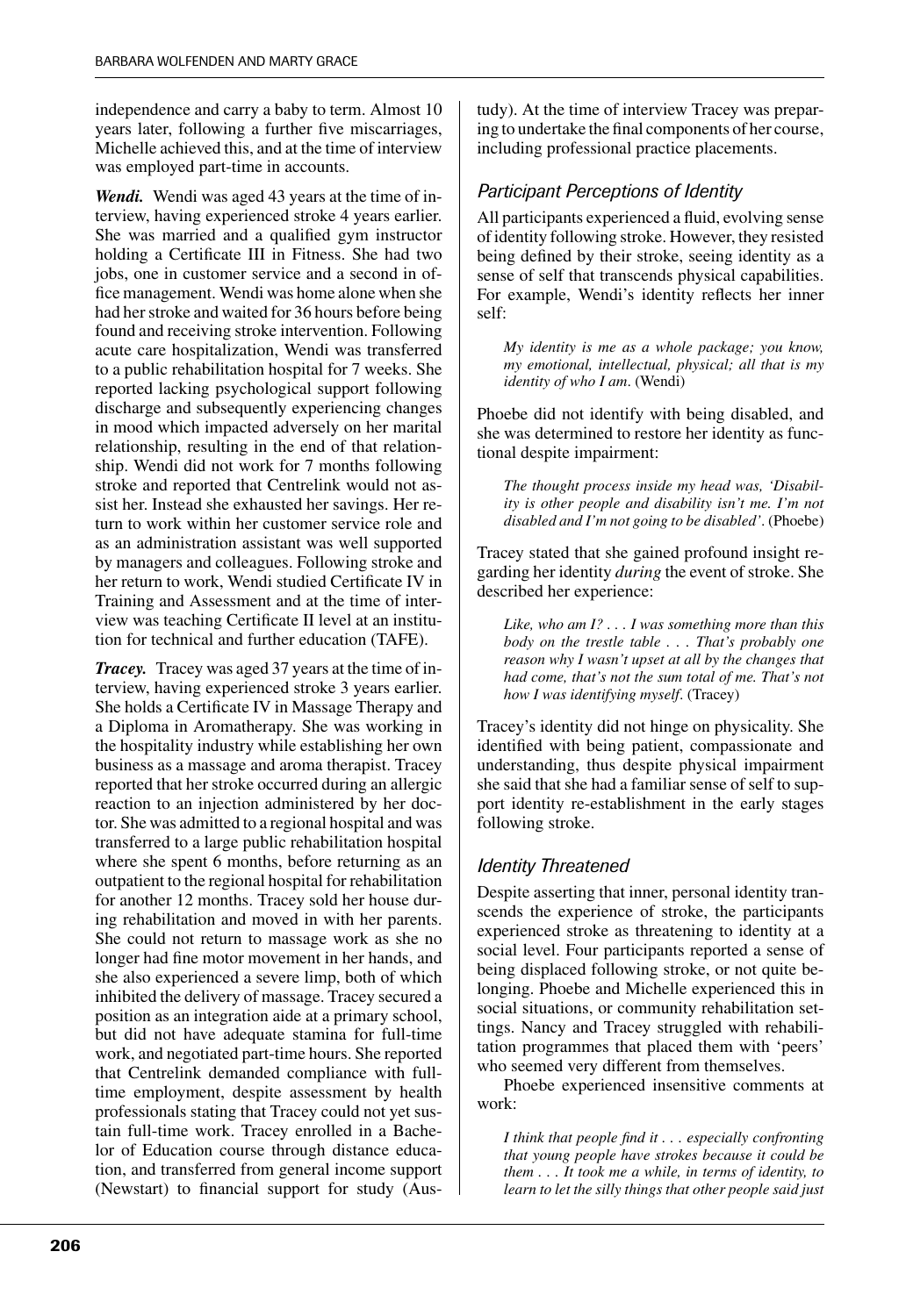independence and carry a baby to term. Almost 10 years later, following a further five miscarriages, Michelle achieved this, and at the time of interview was employed part-time in accounts.

***Wendi.*** Wendi was aged 43 years at the time of interview, having experienced stroke 4 years earlier. She was married and a qualified gym instructor holding a Certificate III in Fitness. She had two jobs, one in customer service and a second in office management. Wendi was home alone when she had her stroke and waited for 36 hours before being found and receiving stroke intervention. Following acute care hospitalization, Wendi was transferred to a public rehabilitation hospital for 7 weeks. She reported lacking psychological support following discharge and subsequently experiencing changes in mood which impacted adversely on her marital relationship, resulting in the end of that relationship. Wendi did not work for 7 months following stroke and reported that Centrelink would not assist her. Instead she exhausted her savings. Her return to work within her customer service role and as an administration assistant was well supported by managers and colleagues. Following stroke and her return to work, Wendi studied Certificate IV in Training and Assessment and at the time of interview was teaching Certificate II level at an institution for technical and further education (TAFE).

***Tracey.*** Tracey was aged 37 years at the time of interview, having experienced stroke 3 years earlier. She holds a Certificate IV in Massage Therapy and a Diploma in Aromatherapy. She was working in the hospitality industry while establishing her own business as a massage and aroma therapist. Tracey reported that her stroke occurred during an allergic reaction to an injection administered by her doctor. She was admitted to a regional hospital and was transferred to a large public rehabilitation hospital where she spent 6 months, before returning as an outpatient to the regional hospital for rehabilitation for another 12 months. Tracey sold her house during rehabilitation and moved in with her parents. She could not return to massage work as she no longer had fine motor movement in her hands, and she also experienced a severe limp, both of which inhibited the delivery of massage. Tracey secured a position as an integration aide at a primary school, but did not have adequate stamina for full-time work, and negotiated part-time hours. She reported that Centrelink demanded compliance with full-time employment, despite assessment by health professionals stating that Tracey could not yet sustain full-time work. Tracey enrolled in a Bachelor of Education course through distance education, and transferred from general income support (Newstart) to financial support for study (Austudy). At the time of interview Tracey was preparing to undertake the final components of her course, including professional practice placements.

### Participant Perceptions of Identity

All participants experienced a fluid, evolving sense of identity following stroke. However, they resisted being defined by their stroke, seeing identity as a sense of self that transcends physical capabilities. For example, Wendi's identity reflects her inner self:

> *My identity is me as a whole package; you know, my emotional, intellectual, physical; all that is my identity of who I am*. (Wendi)

Phoebe did not identify with being disabled, and she was determined to restore her identity as functional despite impairment:

> *The thought process inside my head was, 'Disability is other people and disability isn't me. I'm not disabled and I'm not going to be disabled'*. (Phoebe)

Tracey stated that she gained profound insight regarding her identity *during* the event of stroke. She described her experience:

> *Like, who am I? . . . I was something more than this body on the trestle table . . . That's probably one reason why I wasn't upset at all by the changes that had come, that's not the sum total of me. That's not how I was identifying myself*. (Tracey)

Tracey's identity did not hinge on physicality. She identified with being patient, compassionate and understanding, thus despite physical impairment she said that she had a familiar sense of self to support identity re-establishment in the early stages following stroke.

### Identity Threatened

Despite asserting that inner, personal identity transcends the experience of stroke, the participants experienced stroke as threatening to identity at a social level. Four participants reported a sense of being displaced following stroke, or not quite belonging. Phoebe and Michelle experienced this in social situations, or community rehabilitation settings. Nancy and Tracey struggled with rehabilitation programmes that placed them with 'peers' who seemed very different from themselves.

Phoebe experienced insensitive comments at work:

> *I think that people find it . . . especially confronting that young people have strokes because it could be them . . . It took me a while, in terms of identity, to learn to let the silly things that other people said just*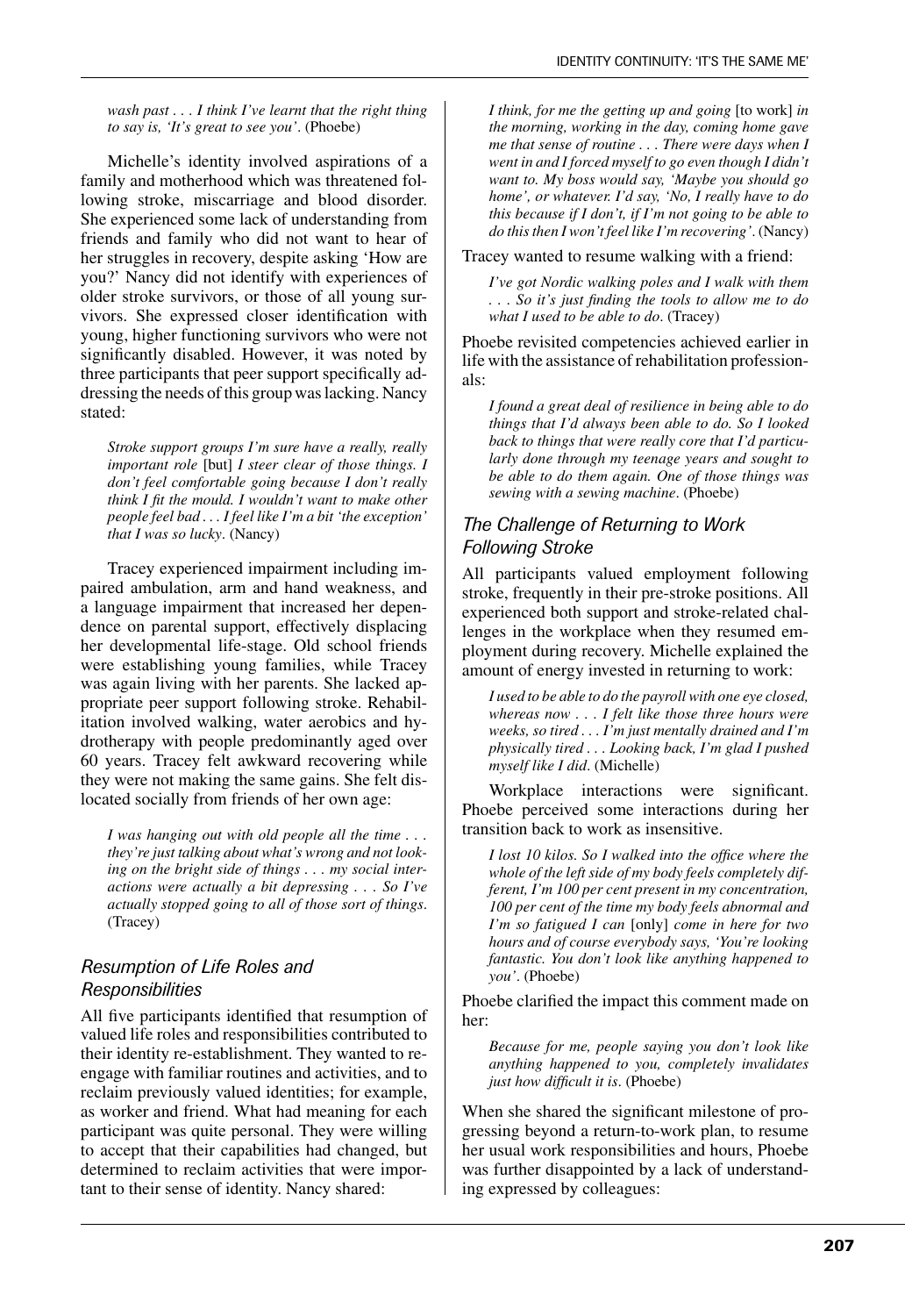*wash past . . . I think I've learnt that the right thing to say is, 'It's great to see you'.* (Phoebe)

Michelle's identity involved aspirations of a family and motherhood which was threatened following stroke, miscarriage and blood disorder. She experienced some lack of understanding from friends and family who did not want to hear of her struggles in recovery, despite asking 'How are you?' Nancy did not identify with experiences of older stroke survivors, or those of all young survivors. She expressed closer identification with young, higher functioning survivors who were not significantly disabled. However, it was noted by three participants that peer support specifically addressing the needs of this group was lacking. Nancy stated:

> *Stroke support groups I'm sure have a really, really important role* [but] *I steer clear of those things. I don't feel comfortable going because I don't really think I fit the mould. I wouldn't want to make other people feel bad . . . I feel like I'm a bit 'the exception' that I was so lucky.* (Nancy)

Tracey experienced impairment including impaired ambulation, arm and hand weakness, and a language impairment that increased her dependence on parental support, effectively displacing her developmental life-stage. Old school friends were establishing young families, while Tracey was again living with her parents. She lacked appropriate peer support following stroke. Rehabilitation involved walking, water aerobics and hydrotherapy with people predominantly aged over 60 years. Tracey felt awkward recovering while they were not making the same gains. She felt dislocated socially from friends of her own age:

> *I was hanging out with old people all the time . . . they're just talking about what's wrong and not looking on the bright side of things . . . my social interactions were actually a bit depressing . . . So I've actually stopped going to all of those sort of things.* (Tracey)

### *Resumption of Life Roles and Responsibilities*

All five participants identified that resumption of valued life roles and responsibilities contributed to their identity re-establishment. They wanted to re-engage with familiar routines and activities, and to reclaim previously valued identities; for example, as worker and friend. What had meaning for each participant was quite personal. They were willing to accept that their capabilities had changed, but determined to reclaim activities that were important to their sense of identity. Nancy shared:

> *I think, for me the getting up and going* [to work] *in the morning, working in the day, coming home gave me that sense of routine . . . There were days when I went in and I forced myself to go even though I didn't want to. My boss would say, 'Maybe you should go home', or whatever. I'd say, 'No, I really have to do this because if I don't, if I'm not going to be able to do this then I won't feel like I'm recovering'.* (Nancy)

Tracey wanted to resume walking with a friend:

> *I've got Nordic walking poles and I walk with them . . . So it's just finding the tools to allow me to do what I used to be able to do.* (Tracey)

Phoebe revisited competencies achieved earlier in life with the assistance of rehabilitation professionals:

> *I found a great deal of resilience in being able to do things that I'd always been able to do. So I looked back to things that were really core that I'd particularly done through my teenage years and sought to be able to do them again. One of those things was sewing with a sewing machine.* (Phoebe)

### *The Challenge of Returning to Work Following Stroke*

All participants valued employment following stroke, frequently in their pre-stroke positions. All experienced both support and stroke-related challenges in the workplace when they resumed employment during recovery. Michelle explained the amount of energy invested in returning to work:

> *I used to be able to do the payroll with one eye closed, whereas now . . . I felt like those three hours were weeks, so tired . . . I'm just mentally drained and I'm physically tired . . . Looking back, I'm glad I pushed myself like I did.* (Michelle)

Workplace interactions were significant. Phoebe perceived some interactions during her transition back to work as insensitive.

> *I lost 10 kilos. So I walked into the office where the whole of the left side of my body feels completely different, I'm 100 per cent present in my concentration, 100 per cent of the time my body feels abnormal and I'm so fatigued I can* [only] *come in here for two hours and of course everybody says, 'You're looking fantastic. You don't look like anything happened to you'.* (Phoebe)

Phoebe clarified the impact this comment made on her:

> *Because for me, people saying you don't look like anything happened to you, completely invalidates just how difficult it is.* (Phoebe)

When she shared the significant milestone of progressing beyond a return-to-work plan, to resume her usual work responsibilities and hours, Phoebe was further disappointed by a lack of understanding expressed by colleagues: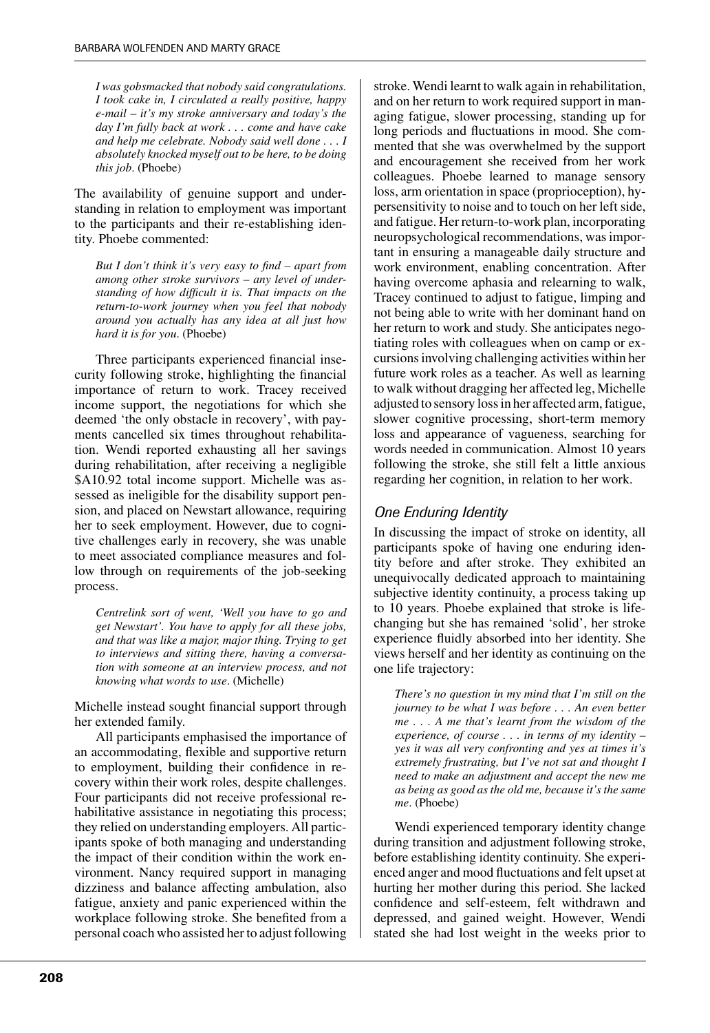*I was gobsmacked that nobody said congratulations. I took cake in, I circulated a really positive, happy e-mail – it's my stroke anniversary and today's the day I'm fully back at work . . . come and have cake and help me celebrate. Nobody said well done . . . I absolutely knocked myself out to be here, to be doing this job*. (Phoebe)

The availability of genuine support and understanding in relation to employment was important to the participants and their re-establishing identity. Phoebe commented:

*But I don't think it's very easy to find – apart from among other stroke survivors – any level of understanding of how difficult it is. That impacts on the return-to-work journey when you feel that nobody around you actually has any idea at all just how hard it is for you*. (Phoebe)

Three participants experienced financial insecurity following stroke, highlighting the financial importance of return to work. Tracey received income support, the negotiations for which she deemed 'the only obstacle in recovery', with payments cancelled six times throughout rehabilitation. Wendi reported exhausting all her savings during rehabilitation, after receiving a negligible $A10.92 total income support. Michelle was assessed as ineligible for the disability support pension, and placed on Newstart allowance, requiring her to seek employment. However, due to cognitive challenges early in recovery, she was unable to meet associated compliance measures and follow through on requirements of the job-seeking process.

*Centrelink sort of went, 'Well you have to go and get Newstart'. You have to apply for all these jobs, and that was like a major, major thing. Trying to get to interviews and sitting there, having a conversation with someone at an interview process, and not knowing what words to use*. (Michelle)

Michelle instead sought financial support through her extended family.

All participants emphasised the importance of an accommodating, flexible and supportive return to employment, building their confidence in recovery within their work roles, despite challenges. Four participants did not receive professional rehabilitative assistance in negotiating this process; they relied on understanding employers. All participants spoke of both managing and understanding the impact of their condition within the work environment. Nancy required support in managing dizziness and balance affecting ambulation, also fatigue, anxiety and panic experienced within the workplace following stroke. She benefited from a personal coach who assisted her to adjust following stroke. Wendi learnt to walk again in rehabilitation, and on her return to work required support in managing fatigue, slower processing, standing up for long periods and fluctuations in mood. She commented that she was overwhelmed by the support and encouragement she received from her work colleagues. Phoebe learned to manage sensory loss, arm orientation in space (proprioception), hypersensitivity to noise and to touch on her left side, and fatigue. Her return-to-work plan, incorporating neuropsychological recommendations, was important in ensuring a manageable daily structure and work environment, enabling concentration. After having overcome aphasia and relearning to walk, Tracey continued to adjust to fatigue, limping and not being able to write with her dominant hand on her return to work and study. She anticipates negotiating roles with colleagues when on camp or excursions involving challenging activities within her future work roles as a teacher. As well as learning to walk without dragging her affected leg, Michelle adjusted to sensory loss in her affected arm, fatigue, slower cognitive processing, short-term memory loss and appearance of vagueness, searching for words needed in communication. Almost 10 years following the stroke, she still felt a little anxious regarding her cognition, in relation to her work.

### *One Enduring Identity*

In discussing the impact of stroke on identity, all participants spoke of having one enduring identity before and after stroke. They exhibited an unequivocally dedicated approach to maintaining subjective identity continuity, a process taking up to 10 years. Phoebe explained that stroke is life-changing but she has remained 'solid', her stroke experience fluidly absorbed into her identity. She views herself and her identity as continuing on the one life trajectory:

*There's no question in my mind that I'm still on the journey to be what I was before . . . An even better me . . . A me that's learnt from the wisdom of the experience, of course . . . in terms of my identity – yes it was all very confronting and yes at times it's extremely frustrating, but I've not sat and thought I need to make an adjustment and accept the new me as being as good as the old me, because it's the same me*. (Phoebe)

Wendi experienced temporary identity change during transition and adjustment following stroke, before establishing identity continuity. She experienced anger and mood fluctuations and felt upset at hurting her mother during this period. She lacked confidence and self-esteem, felt withdrawn and depressed, and gained weight. However, Wendi stated she had lost weight in the weeks prior to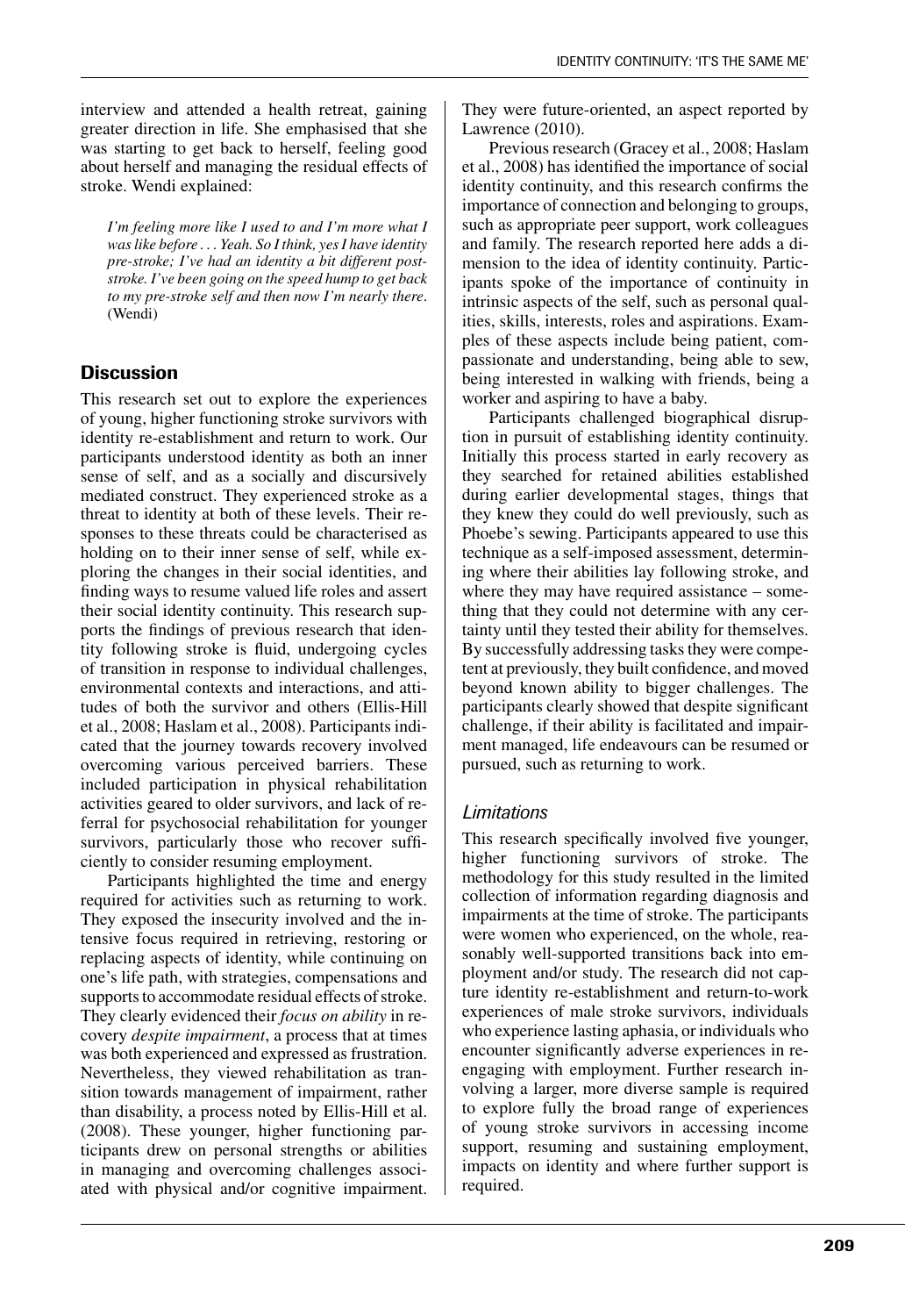interview and attended a health retreat, gaining greater direction in life. She emphasised that she was starting to get back to herself, feeling good about herself and managing the residual effects of stroke. Wendi explained:

> *I'm feeling more like I used to and I'm more what I was like before . . . Yeah. So I think, yes I have identity pre-stroke; I've had an identity a bit different post-stroke. I've been going on the speed hump to get back to my pre-stroke self and then now I'm nearly there.* (Wendi)

## Discussion

This research set out to explore the experiences of young, higher functioning stroke survivors with identity re-establishment and return to work. Our participants understood identity as both an inner sense of self, and as a socially and discursively mediated construct. They experienced stroke as a threat to identity at both of these levels. Their responses to these threats could be characterised as holding on to their inner sense of self, while exploring the changes in their social identities, and finding ways to resume valued life roles and assert their social identity continuity. This research supports the findings of previous research that identity following stroke is fluid, undergoing cycles of transition in response to individual challenges, environmental contexts and interactions, and attitudes of both the survivor and others (Ellis-Hill et al., 2008; Haslam et al., 2008). Participants indicated that the journey towards recovery involved overcoming various perceived barriers. These included participation in physical rehabilitation activities geared to older survivors, and lack of referral for psychosocial rehabilitation for younger survivors, particularly those who recover sufficiently to consider resuming employment.

Participants highlighted the time and energy required for activities such as returning to work. They exposed the insecurity involved and the intensive focus required in retrieving, restoring or replacing aspects of identity, while continuing on one's life path, with strategies, compensations and supports to accommodate residual effects of stroke. They clearly evidenced their *focus on ability* in recovery *despite impairment*, a process that at times was both experienced and expressed as frustration. Nevertheless, they viewed rehabilitation as transition towards management of impairment, rather than disability, a process noted by Ellis-Hill et al. (2008). These younger, higher functioning participants drew on personal strengths or abilities in managing and overcoming challenges associated with physical and/or cognitive impairment. They were future-oriented, an aspect reported by Lawrence (2010).

Previous research (Gracey et al., 2008; Haslam et al., 2008) has identified the importance of social identity continuity, and this research confirms the importance of connection and belonging to groups, such as appropriate peer support, work colleagues and family. The research reported here adds a dimension to the idea of identity continuity. Participants spoke of the importance of continuity in intrinsic aspects of the self, such as personal qualities, skills, interests, roles and aspirations. Examples of these aspects include being patient, compassionate and understanding, being able to sew, being interested in walking with friends, being a worker and aspiring to have a baby.

Participants challenged biographical disruption in pursuit of establishing identity continuity. Initially this process started in early recovery as they searched for retained abilities established during earlier developmental stages, things that they knew they could do well previously, such as Phoebe's sewing. Participants appeared to use this technique as a self-imposed assessment, determining where their abilities lay following stroke, and where they may have required assistance – something that they could not determine with any certainty until they tested their ability for themselves. By successfully addressing tasks they were competent at previously, they built confidence, and moved beyond known ability to bigger challenges. The participants clearly showed that despite significant challenge, if their ability is facilitated and impairment managed, life endeavours can be resumed or pursued, such as returning to work.

### *Limitations*

This research specifically involved five younger, higher functioning survivors of stroke. The methodology for this study resulted in the limited collection of information regarding diagnosis and impairments at the time of stroke. The participants were women who experienced, on the whole, reasonably well-supported transitions back into employment and/or study. The research did not capture identity re-establishment and return-to-work experiences of male stroke survivors, individuals who experience lasting aphasia, or individuals who encounter significantly adverse experiences in re-engaging with employment. Further research involving a larger, more diverse sample is required to explore fully the broad range of experiences of young stroke survivors in accessing income support, resuming and sustaining employment, impacts on identity and where further support is required.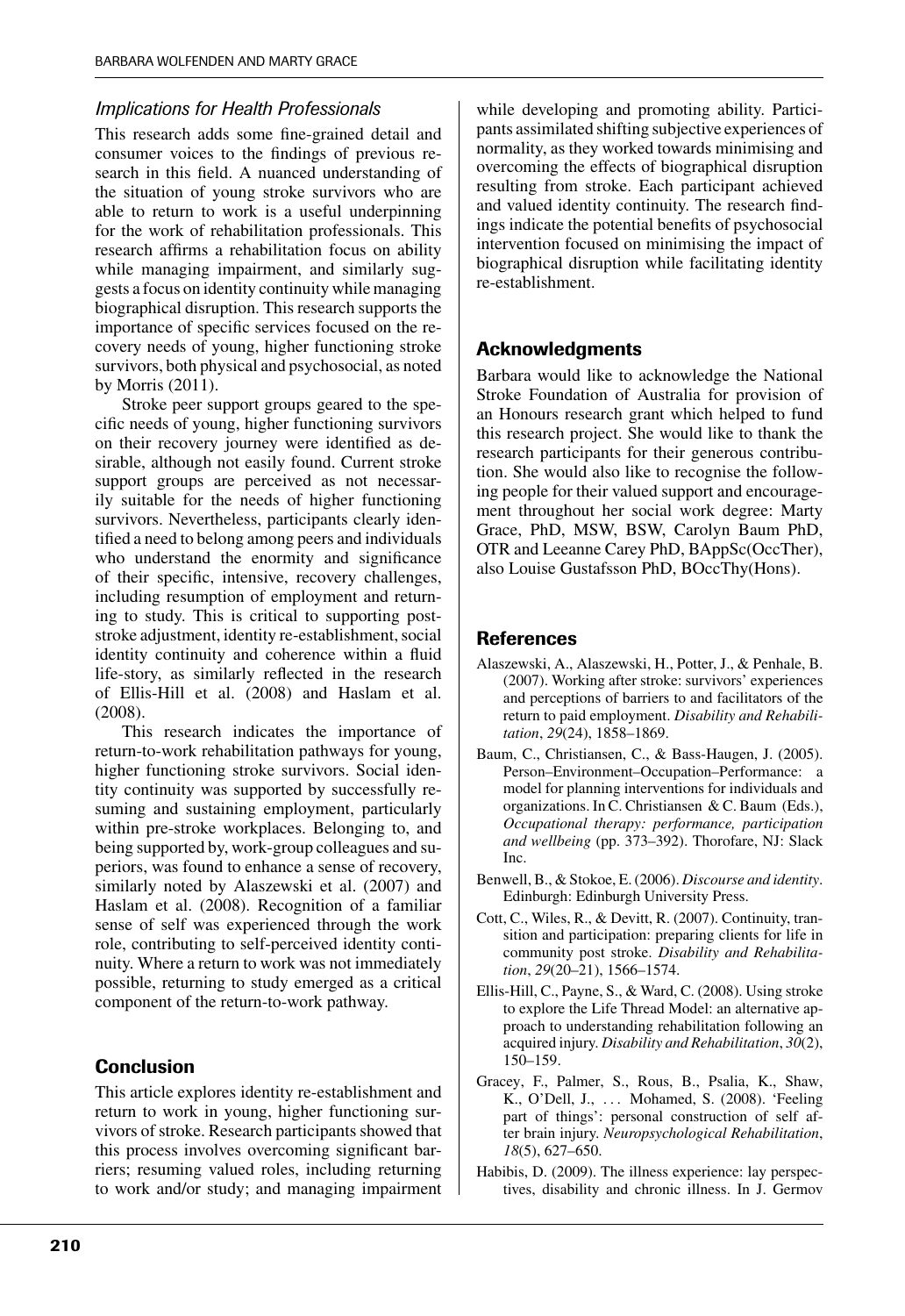### *Implications for Health Professionals*

This research adds some fine-grained detail and consumer voices to the findings of previous research in this field. A nuanced understanding of the situation of young stroke survivors who are able to return to work is a useful underpinning for the work of rehabilitation professionals. This research affirms a rehabilitation focus on ability while managing impairment, and similarly suggests a focus on identity continuity while managing biographical disruption. This research supports the importance of specific services focused on the recovery needs of young, higher functioning stroke survivors, both physical and psychosocial, as noted by Morris (2011).

Stroke peer support groups geared to the specific needs of young, higher functioning survivors on their recovery journey were identified as desirable, although not easily found. Current stroke support groups are perceived as not necessarily suitable for the needs of higher functioning survivors. Nevertheless, participants clearly identified a need to belong among peers and individuals who understand the enormity and significance of their specific, intensive, recovery challenges, including resumption of employment and returning to study. This is critical to supporting post-stroke adjustment, identity re-establishment, social identity continuity and coherence within a fluid life-story, as similarly reflected in the research of Ellis-Hill et al. (2008) and Haslam et al. (2008).

This research indicates the importance of return-to-work rehabilitation pathways for young, higher functioning stroke survivors. Social identity continuity was supported by successfully resuming and sustaining employment, particularly within pre-stroke workplaces. Belonging to, and being supported by, work-group colleagues and superiors, was found to enhance a sense of recovery, similarly noted by Alaszewski et al. (2007) and Haslam et al. (2008). Recognition of a familiar sense of self was experienced through the work role, contributing to self-perceived identity continuity. Where a return to work was not immediately possible, returning to study emerged as a critical component of the return-to-work pathway.

## Conclusion

This article explores identity re-establishment and return to work in young, higher functioning survivors of stroke. Research participants showed that this process involves overcoming significant barriers; resuming valued roles, including returning to work and/or study; and managing impairment while developing and promoting ability. Participants assimilated shifting subjective experiences of normality, as they worked towards minimising and overcoming the effects of biographical disruption resulting from stroke. Each participant achieved and valued identity continuity. The research findings indicate the potential benefits of psychosocial intervention focused on minimising the impact of biographical disruption while facilitating identity re-establishment.

## Acknowledgments

Barbara would like to acknowledge the National Stroke Foundation of Australia for provision of an Honours research grant which helped to fund this research project. She would like to thank the research participants for their generous contribution. She would also like to recognise the following people for their valued support and encouragement throughout her social work degree: Marty Grace, PhD, MSW, BSW, Carolyn Baum PhD, OTR and Leeanne Carey PhD, BAppSc(OccTher), also Louise Gustafsson PhD, BOccThy(Hons).

## References

Alaszewski, A., Alaszewski, H., Potter, J., & Penhale, B. (2007). Working after stroke: survivors' experiences and perceptions of barriers to and facilitators of the return to paid employment. *Disability and Rehabilitation*, *29*(24), 1858–1869.

Baum, C., Christiansen, C., & Bass-Haugen, J. (2005). Person–Environment–Occupation–Performance: a model for planning interventions for individuals and organizations. In C. Christiansen & C. Baum (Eds.), *Occupational therapy: performance, participation and wellbeing* (pp. 373–392). Thorofare, NJ: Slack Inc.

Benwell, B., & Stokoe, E. (2006). *Discourse and identity*. Edinburgh: Edinburgh University Press.

Cott, C., Wiles, R., & Devitt, R. (2007). Continuity, transition and participation: preparing clients for life in community post stroke. *Disability and Rehabilitation*, *29*(20–21), 1566–1574.

Ellis-Hill, C., Payne, S., & Ward, C. (2008). Using stroke to explore the Life Thread Model: an alternative approach to understanding rehabilitation following an acquired injury. *Disability and Rehabilitation*, *30*(2), 150–159.

Gracey, F., Palmer, S., Rous, B., Psalia, K., Shaw, K., O'Dell, J., ... Mohamed, S. (2008). 'Feeling part of things': personal construction of self after brain injury. *Neuropsychological Rehabilitation*, *18*(5), 627–650.

Habibis, D. (2009). The illness experience: lay perspectives, disability and chronic illness. In J. Germov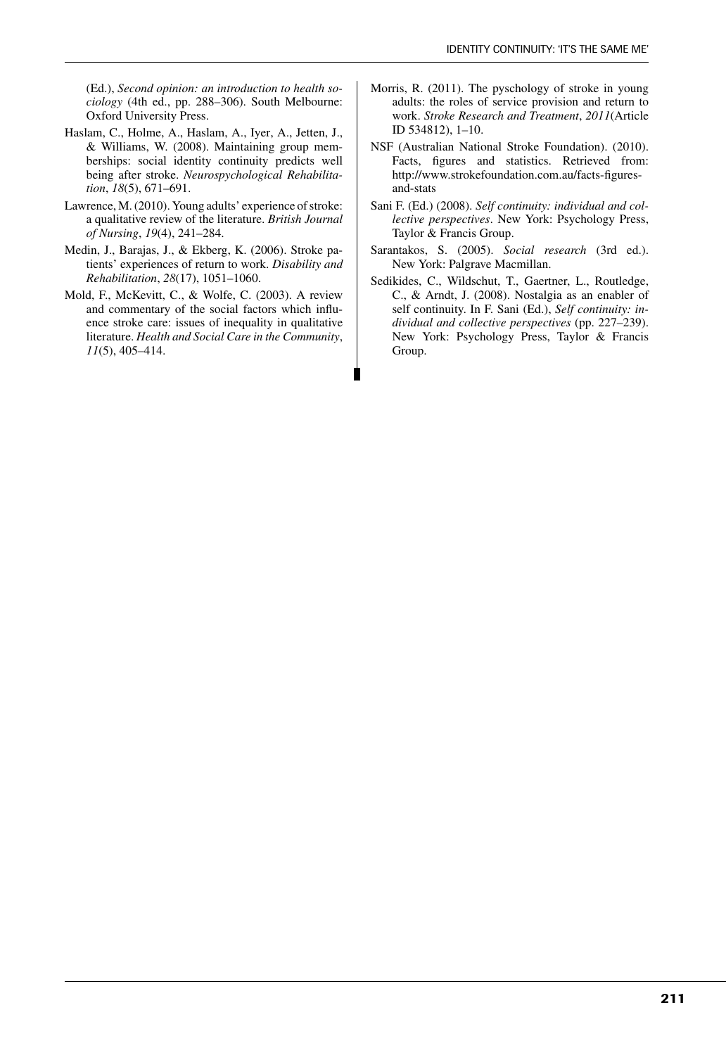(Ed.), *Second opinion: an introduction to health sociology* (4th ed., pp. 288–306). South Melbourne: Oxford University Press.

Haslam, C., Holme, A., Haslam, A., Iyer, A., Jetten, J., & Williams, W. (2008). Maintaining group memberships: social identity continuity predicts well being after stroke. *Neurospychological Rehabilitation*, *18*(5), 671–691.

Lawrence, M. (2010). Young adults' experience of stroke: a qualitative review of the literature. *British Journal of Nursing*, *19*(4), 241–284.

Medin, J., Barajas, J., & Ekberg, K. (2006). Stroke patients' experiences of return to work. *Disability and Rehabilitation*, *28*(17), 1051–1060.

Mold, F., McKevitt, C., & Wolfe, C. (2003). A review and commentary of the social factors which influence stroke care: issues of inequality in qualitative literature. *Health and Social Care in the Community*, *11*(5), 405–414.

Morris, R. (2011). The pyschology of stroke in young adults: the roles of service provision and return to work. *Stroke Research and Treatment*, *2011*(Article ID 534812), 1–10.

NSF (Australian National Stroke Foundation). (2010). Facts, figures and statistics. Retrieved from: http://www.strokefoundation.com.au/facts-figures-and-stats

Sani F. (Ed.) (2008). *Self continuity: individual and collective perspectives*. New York: Psychology Press, Taylor & Francis Group.

Sarantakos, S. (2005). *Social research* (3rd ed.). New York: Palgrave Macmillan.

Sedikides, C., Wildschut, T., Gaertner, L., Routledge, C., & Arndt, J. (2008). Nostalgia as an enabler of self continuity. In F. Sani (Ed.), *Self continuity: individual and collective perspectives* (pp. 227–239). New York: Psychology Press, Taylor & Francis Group.